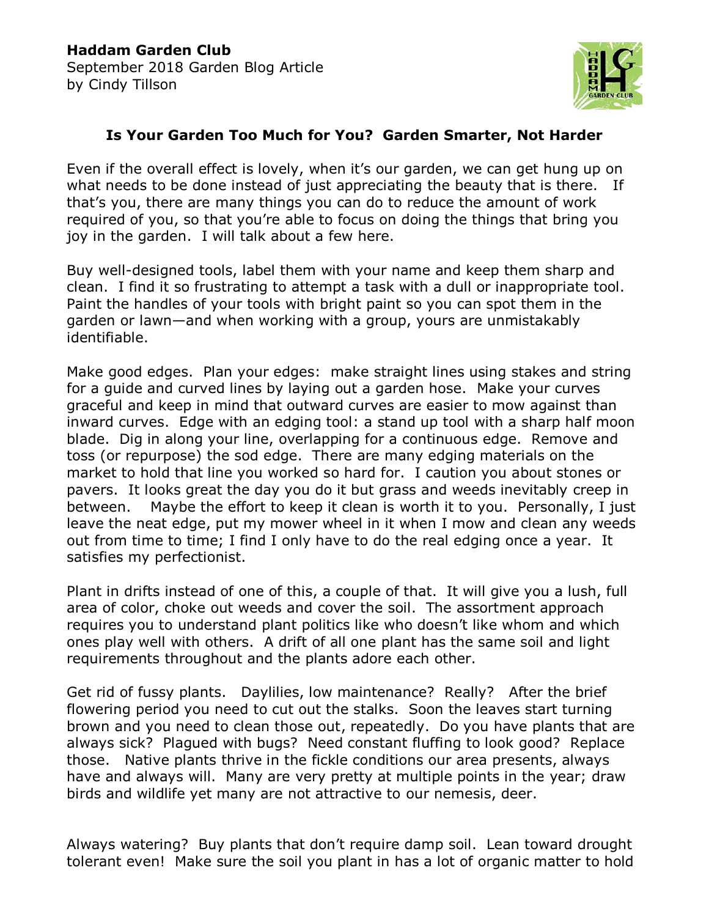**Haddam Garden Club**
September 2018 Garden Blog Article
by Cindy Tillson

## Is Your Garden Too Much for You? Garden Smarter, Not Harder

Even if the overall effect is lovely, when it's our garden, we can get hung up on what needs to be done instead of just appreciating the beauty that is there. If that's you, there are many things you can do to reduce the amount of work required of you, so that you're able to focus on doing the things that bring you joy in the garden. I will talk about a few here.

Buy well-designed tools, label them with your name and keep them sharp and clean. I find it so frustrating to attempt a task with a dull or inappropriate tool. Paint the handles of your tools with bright paint so you can spot them in the garden or lawn—and when working with a group, yours are unmistakably identifiable.

Make good edges. Plan your edges: make straight lines using stakes and string for a guide and curved lines by laying out a garden hose. Make your curves graceful and keep in mind that outward curves are easier to mow against than inward curves. Edge with an edging tool: a stand up tool with a sharp half moon blade. Dig in along your line, overlapping for a continuous edge. Remove and toss (or repurpose) the sod edge. There are many edging materials on the market to hold that line you worked so hard for. I caution you about stones or pavers. It looks great the day you do it but grass and weeds inevitably creep in between. Maybe the effort to keep it clean is worth it to you. Personally, I just leave the neat edge, put my mower wheel in it when I mow and clean any weeds out from time to time; I find I only have to do the real edging once a year. It satisfies my perfectionist.

Plant in drifts instead of one of this, a couple of that. It will give you a lush, full area of color, choke out weeds and cover the soil. The assortment approach requires you to understand plant politics like who doesn't like whom and which ones play well with others. A drift of all one plant has the same soil and light requirements throughout and the plants adore each other.

Get rid of fussy plants. Daylilies, low maintenance? Really? After the brief flowering period you need to cut out the stalks. Soon the leaves start turning brown and you need to clean those out, repeatedly. Do you have plants that are always sick? Plagued with bugs? Need constant fluffing to look good? Replace those. Native plants thrive in the fickle conditions our area presents, always have and always will. Many are very pretty at multiple points in the year; draw birds and wildlife yet many are not attractive to our nemesis, deer.

Always watering? Buy plants that don't require damp soil. Lean toward drought tolerant even! Make sure the soil you plant in has a lot of organic matter to hold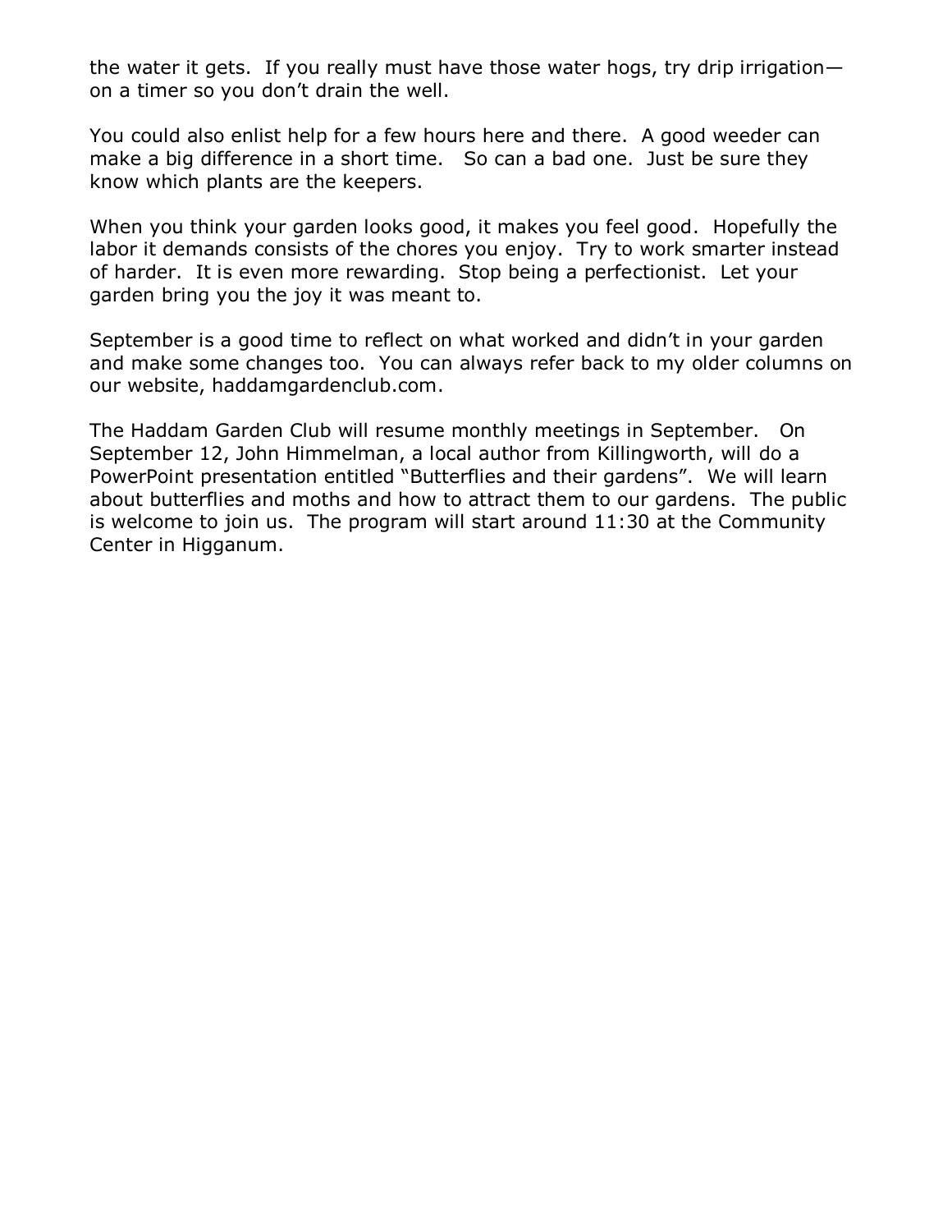the water it gets. If you really must have those water hogs, try drip irrigation—on a timer so you don't drain the well.

You could also enlist help for a few hours here and there. A good weeder can make a big difference in a short time. So can a bad one. Just be sure they know which plants are the keepers.

When you think your garden looks good, it makes you feel good. Hopefully the labor it demands consists of the chores you enjoy. Try to work smarter instead of harder. It is even more rewarding. Stop being a perfectionist. Let your garden bring you the joy it was meant to.

September is a good time to reflect on what worked and didn't in your garden and make some changes too. You can always refer back to my older columns on our website, haddamgardenclub.com.

The Haddam Garden Club will resume monthly meetings in September. On September 12, John Himmelman, a local author from Killingworth, will do a PowerPoint presentation entitled "Butterflies and their gardens". We will learn about butterflies and moths and how to attract them to our gardens. The public is welcome to join us. The program will start around 11:30 at the Community Center in Higganum.